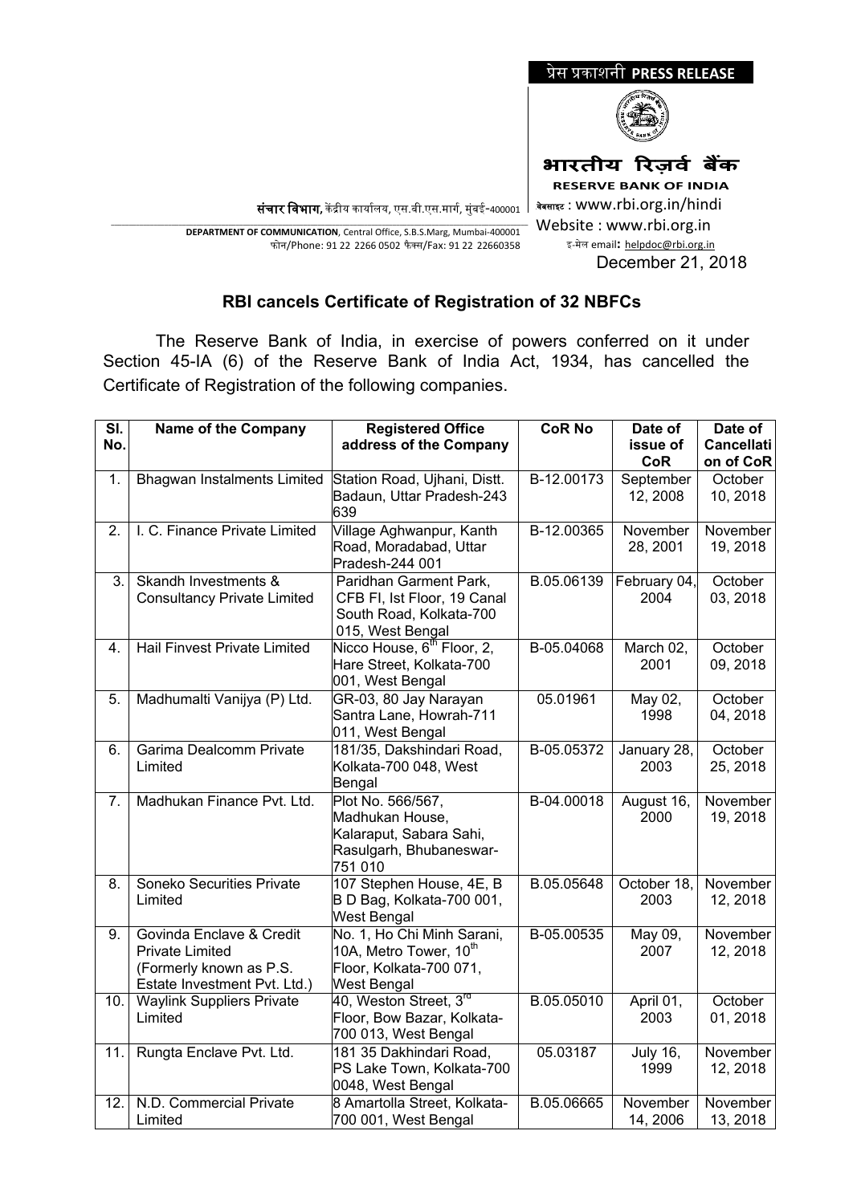प्रेस प्रकाशनी **PRESS RELEASE**

**भारतीय रिज़र्व बैंक**

**RESERVE BANK OF INDIA**

**संचार विभाग**, केंद्रीय कार्यालय, एस.बी.एस.मार्ग, मुंबई-400001

**DEPARTMENT OF COMMUNICATION**, Central Office, S.B.S.Marg, Mumbai-400001

फोन/Phone: 91 22 2266 0502 फैक्स/Fax: 91 22 22660358

वेबसाइट : www.rbi.org.in/hindi

Website : www.rbi.org.in

इ-मेल email: helpdoc@rbi.org.in

December 21, 2018

## RBI cancels Certificate of Registration of 32 NBFCs

The Reserve Bank of India, in exercise of powers conferred on it under Section 45-IA (6) of the Reserve Bank of India Act, 1934, has cancelled the Certificate of Registration of the following companies.

| Sl. No. | Name of the Company | Registered Office address of the Company | CoR No | Date of issue of CoR | Date of Cancellation of CoR |
|---|---|---|---|---|---|
| 1. | Bhagwan Instalments Limited | Station Road, Ujhani, Distt. Badaun, Uttar Pradesh-243 639 | B-12.00173 | September 12, 2008 | October 10, 2018 |
| 2. | I. C. Finance Private Limited | Village Aghwanpur, Kanth Road, Moradabad, Uttar Pradesh-244 001 | B-12.00365 | November 28, 2001 | November 19, 2018 |
| 3. | Skandh Investments & Consultancy Private Limited | Paridhan Garment Park, CFB FI, Ist Floor, 19 Canal South Road, Kolkata-700 015, West Bengal | B.05.06139 | February 04, 2004 | October 03, 2018 |
| 4. | Hail Finvest Private Limited | Nicco House, 6th Floor, 2, Hare Street, Kolkata-700 001, West Bengal | B-05.04068 | March 02, 2001 | October 09, 2018 |
| 5. | Madhumalti Vanijya (P) Ltd. | GR-03, 80 Jay Narayan Santra Lane, Howrah-711 011, West Bengal | 05.01961 | May 02, 1998 | October 04, 2018 |
| 6. | Garima Dealcomm Private Limited | 181/35, Dakshindari Road, Kolkata-700 048, West Bengal | B-05.05372 | January 28, 2003 | October 25, 2018 |
| 7. | Madhukan Finance Pvt. Ltd. | Plot No. 566/567, Madhukan House, Kalaraput, Sabara Sahi, Rasulgarh, Bhubaneswar-751 010 | B-04.00018 | August 16, 2000 | November 19, 2018 |
| 8. | Soneko Securities Private Limited | 107 Stephen House, 4E, B B D Bag, Kolkata-700 001, West Bengal | B.05.05648 | October 18, 2003 | November 12, 2018 |
| 9. | Govinda Enclave & Credit Private Limited (Formerly known as P.S. Estate Investment Pvt. Ltd.) | No. 1, Ho Chi Minh Sarani, 10A, Metro Tower, 10th Floor, Kolkata-700 071, West Bengal | B-05.00535 | May 09, 2007 | November 12, 2018 |
| 10. | Waylink Suppliers Private Limited | 40, Weston Street, 3rd Floor, Bow Bazar, Kolkata-700 013, West Bengal | B.05.05010 | April 01, 2003 | October 01, 2018 |
| 11. | Rungta Enclave Pvt. Ltd. | 181 35 Dakhindari Road, PS Lake Town, Kolkata-700 0048, West Bengal | 05.03187 | July 16, 1999 | November 12, 2018 |
| 12. | N.D. Commercial Private Limited | 8 Amartolla Street, Kolkata-700 001, West Bengal | B.05.06665 | November 14, 2006 | November 13, 2018 |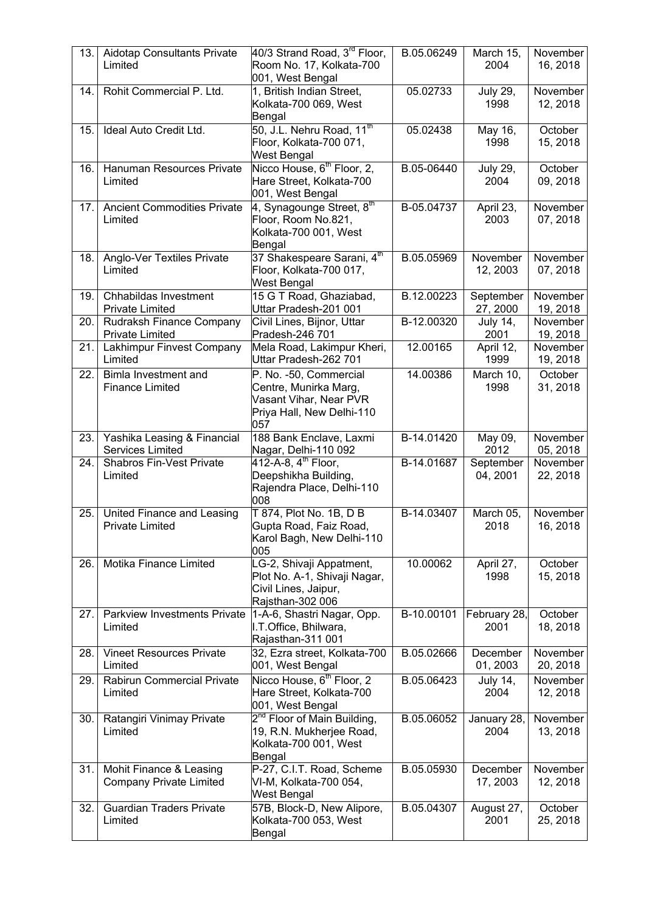| 13. | Aidotap Consultants Private Limited | 40/3 Strand Road, 3rd Floor, Room No. 17, Kolkata-700 001, West Bengal | B.05.06249 | March 15, 2004 | November 16, 2018 |
|---|---|---|---|---|---|
| 14. | Rohit Commercial P. Ltd. | 1, British Indian Street, Kolkata-700 069, West Bengal | 05.02733 | July 29, 1998 | November 12, 2018 |
| 15. | Ideal Auto Credit Ltd. | 50, J.L. Nehru Road, 11th Floor, Kolkata-700 071, West Bengal | 05.02438 | May 16, 1998 | October 15, 2018 |
| 16. | Hanuman Resources Private Limited | Nicco House, 6th Floor, 2, Hare Street, Kolkata-700 001, West Bengal | B-05-06440 | July 29, 2004 | October 09, 2018 |
| 17. | Ancient Commodities Private Limited | 4, Synagounge Street, 8th Floor, Room No.821, Kolkata-700 001, West Bengal | B-05.04737 | April 23, 2003 | November 07, 2018 |
| 18. | Anglo-Ver Textiles Private Limited | 37 Shakespeare Sarani, 4th Floor, Kolkata-700 017, West Bengal | B.05.05969 | November 12, 2003 | November 07, 2018 |
| 19. | Chhabildas Investment Private Limited | 15 G T Road, Ghaziabad, Uttar Pradesh-201 001 | B.12.00223 | September 27, 2000 | November 19, 2018 |
| 20. | Rudraksh Finance Company Private Limited | Civil Lines, Bijnor, Uttar Pradesh-246 701 | B-12.00320 | July 14, 2001 | November 19, 2018 |
| 21. | Lakhimpur Finvest Company Limited | Mela Road, Lakimpur Kheri, Uttar Pradesh-262 701 | 12.00165 | April 12, 1999 | November 19, 2018 |
| 22. | Bimla Investment and Finance Limited | P. No. -50, Commercial Centre, Munirka Marg, Vasant Vihar, Near PVR Priya Hall, New Delhi-110 057 | 14.00386 | March 10, 1998 | October 31, 2018 |
| 23. | Yashika Leasing & Financial Services Limited | 188 Bank Enclave, Laxmi Nagar, Delhi-110 092 | B-14.01420 | May 09, 2012 | November 05, 2018 |
| 24. | Shabros Fin-Vest Private Limited | 412-A-8, 4th Floor, Deepshikha Building, Rajendra Place, Delhi-110 008 | B-14.01687 | September 04, 2001 | November 22, 2018 |
| 25. | United Finance and Leasing Private Limited | T 874, Plot No. 1B, D B Gupta Road, Faiz Road, Karol Bagh, New Delhi-110 005 | B-14.03407 | March 05, 2018 | November 16, 2018 |
| 26. | Motika Finance Limited | LG-2, Shivaji Appatment, Plot No. A-1, Shivaji Nagar, Civil Lines, Jaipur, Rajsthan-302 006 | 10.00062 | April 27, 1998 | October 15, 2018 |
| 27. | Parkview Investments Private Limited | 1-A-6, Shastri Nagar, Opp. I.T.Office, Bhilwara, Rajasthan-311 001 | B-10.00101 | February 28, 2001 | October 18, 2018 |
| 28. | Vineet Resources Private Limited | 32, Ezra street, Kolkata-700 001, West Bengal | B.05.02666 | December 01, 2003 | November 20, 2018 |
| 29. | Rabirun Commercial Private Limited | Nicco House, 6th Floor, 2 Hare Street, Kolkata-700 001, West Bengal | B.05.06423 | July 14, 2004 | November 12, 2018 |
| 30. | Ratangiri Vinimay Private Limited | 2nd Floor of Main Building, 19, R.N. Mukherjee Road, Kolkata-700 001, West Bengal | B.05.06052 | January 28, 2004 | November 13, 2018 |
| 31. | Mohit Finance & Leasing Company Private Limited | P-27, C.I.T. Road, Scheme VI-M, Kolkata-700 054, West Bengal | B.05.05930 | December 17, 2003 | November 12, 2018 |
| 32. | Guardian Traders Private Limited | 57B, Block-D, New Alipore, Kolkata-700 053, West Bengal | B.05.04307 | August 27, 2001 | October 25, 2018 |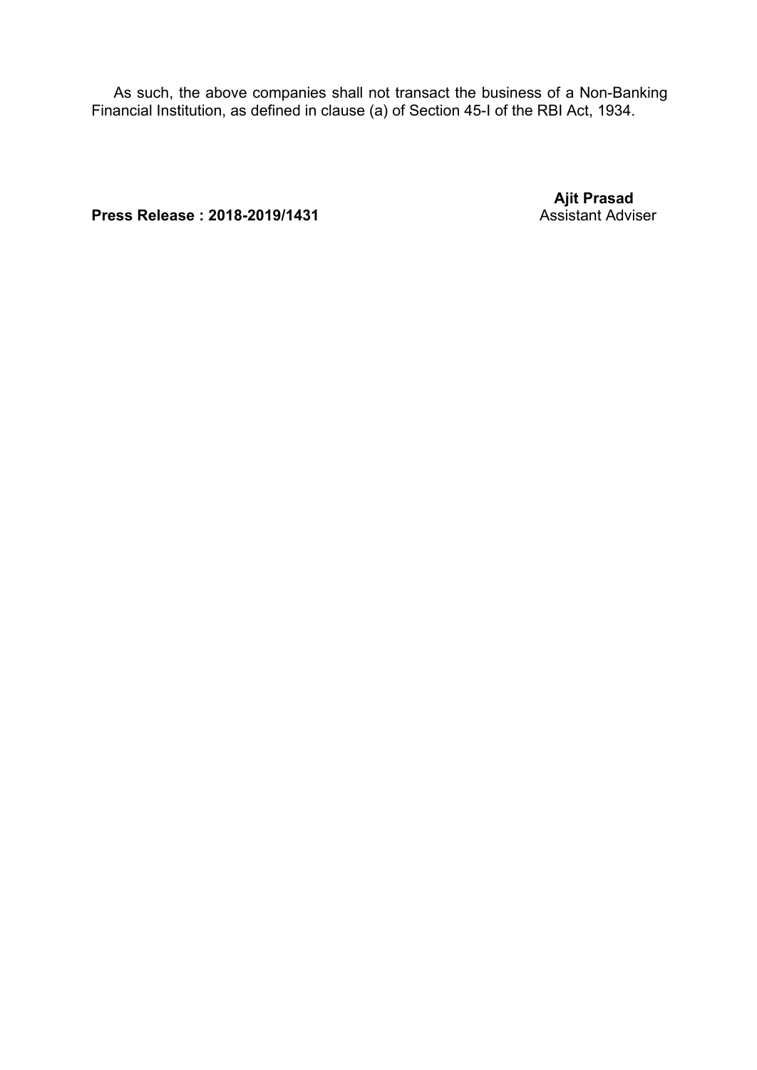As such, the above companies shall not transact the business of a Non-Banking Financial Institution, as defined in clause (a) of Section 45-I of the RBI Act, 1934.

**Ajit Prasad**
Assistant Adviser

**Press Release : 2018-2019/1431**